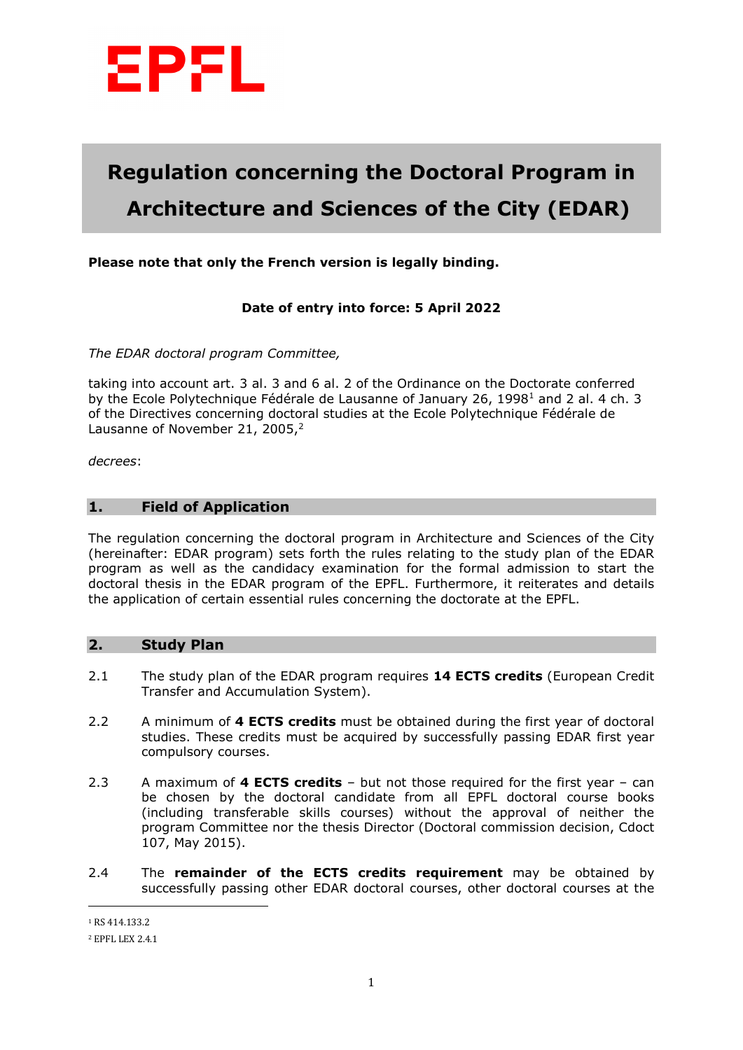# Regulation concerning the Doctoral Program in Architecture and Sciences of the City (EDAR)

**Please note that only the French version is legally binding.**

**Date of entry into force: 5 April 2022**

*The EDAR doctoral program Committee,*

taking into account art. 3 al. 3 and 6 al. 2 of the Ordinance on the Doctorate conferred by the Ecole Polytechnique Fédérale de Lausanne of January 26, 1998[1] and 2 al. 4 ch. 3 of the Directives concerning doctoral studies at the Ecole Polytechnique Fédérale de Lausanne of November 21, 2005,[2]

*decrees*:

## 1. Field of Application

The regulation concerning the doctoral program in Architecture and Sciences of the City (hereinafter: EDAR program) sets forth the rules relating to the study plan of the EDAR program as well as the candidacy examination for the formal admission to start the doctoral thesis in the EDAR program of the EPFL. Furthermore, it reiterates and details the application of certain essential rules concerning the doctorate at the EPFL.

## 2. Study Plan

2.1 The study plan of the EDAR program requires **14 ECTS credits** (European Credit Transfer and Accumulation System).

2.2 A minimum of **4 ECTS credits** must be obtained during the first year of doctoral studies. These credits must be acquired by successfully passing EDAR first year compulsory courses.

2.3 A maximum of **4 ECTS credits** – but not those required for the first year – can be chosen by the doctoral candidate from all EPFL doctoral course books (including transferable skills courses) without the approval of neither the program Committee nor the thesis Director (Doctoral commission decision, Cdoct 107, May 2015).

2.4 The **remainder of the ECTS credits requirement** may be obtained by successfully passing other EDAR doctoral courses, other doctoral courses at the

[1] RS 414.133.2

[2] EPFL LEX 2.4.1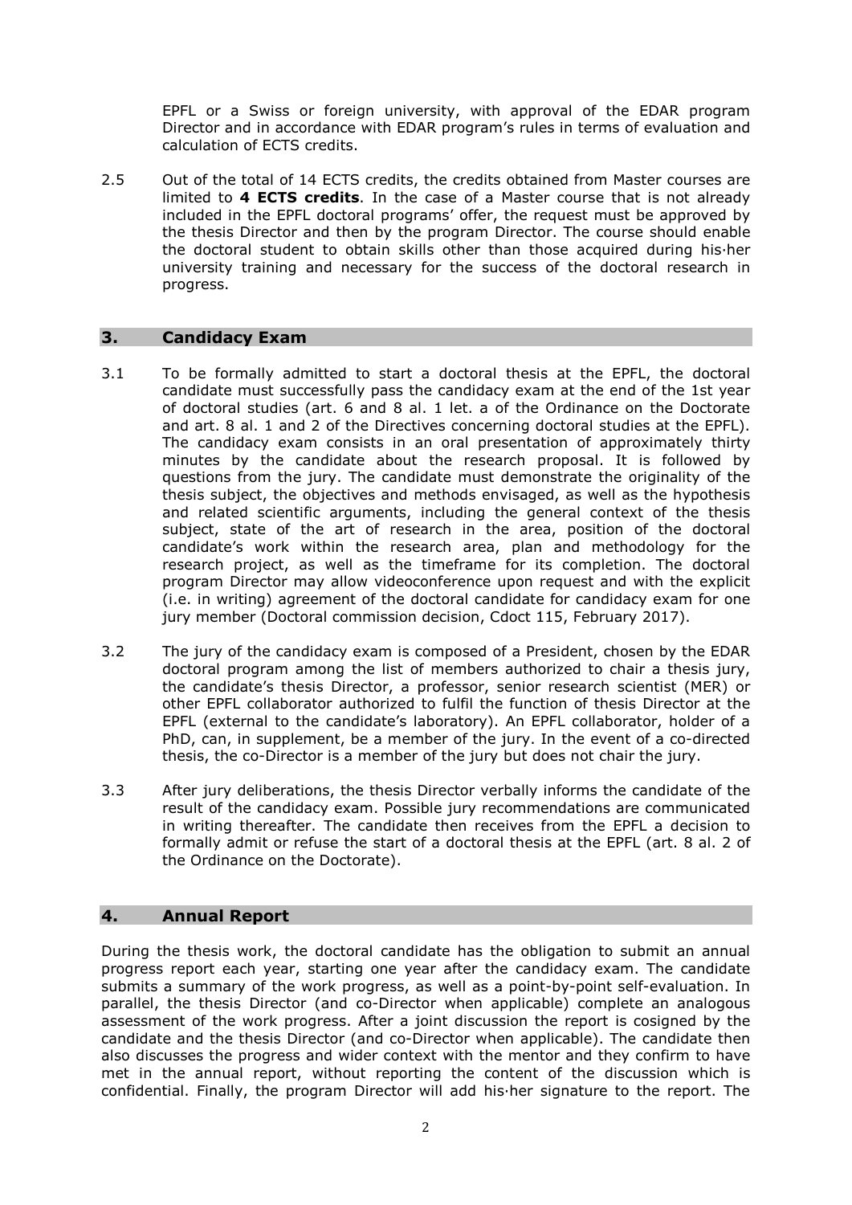EPFL or a Swiss or foreign university, with approval of the EDAR program Director and in accordance with EDAR program's rules in terms of evaluation and calculation of ECTS credits.

2.5 Out of the total of 14 ECTS credits, the credits obtained from Master courses are limited to **4 ECTS credits**. In the case of a Master course that is not already included in the EPFL doctoral programs' offer, the request must be approved by the thesis Director and then by the program Director. The course should enable the doctoral student to obtain skills other than those acquired during his·her university training and necessary for the success of the doctoral research in progress.

## 3. Candidacy Exam

3.1 To be formally admitted to start a doctoral thesis at the EPFL, the doctoral candidate must successfully pass the candidacy exam at the end of the 1st year of doctoral studies (art. 6 and 8 al. 1 let. a of the Ordinance on the Doctorate and art. 8 al. 1 and 2 of the Directives concerning doctoral studies at the EPFL). The candidacy exam consists in an oral presentation of approximately thirty minutes by the candidate about the research proposal. It is followed by questions from the jury. The candidate must demonstrate the originality of the thesis subject, the objectives and methods envisaged, as well as the hypothesis and related scientific arguments, including the general context of the thesis subject, state of the art of research in the area, position of the doctoral candidate's work within the research area, plan and methodology for the research project, as well as the timeframe for its completion. The doctoral program Director may allow videoconference upon request and with the explicit (i.e. in writing) agreement of the doctoral candidate for candidacy exam for one jury member (Doctoral commission decision, Cdoct 115, February 2017).

3.2 The jury of the candidacy exam is composed of a President, chosen by the EDAR doctoral program among the list of members authorized to chair a thesis jury, the candidate's thesis Director, a professor, senior research scientist (MER) or other EPFL collaborator authorized to fulfil the function of thesis Director at the EPFL (external to the candidate's laboratory). An EPFL collaborator, holder of a PhD, can, in supplement, be a member of the jury. In the event of a co-directed thesis, the co-Director is a member of the jury but does not chair the jury.

3.3 After jury deliberations, the thesis Director verbally informs the candidate of the result of the candidacy exam. Possible jury recommendations are communicated in writing thereafter. The candidate then receives from the EPFL a decision to formally admit or refuse the start of a doctoral thesis at the EPFL (art. 8 al. 2 of the Ordinance on the Doctorate).

## 4. Annual Report

During the thesis work, the doctoral candidate has the obligation to submit an annual progress report each year, starting one year after the candidacy exam. The candidate submits a summary of the work progress, as well as a point-by-point self-evaluation. In parallel, the thesis Director (and co-Director when applicable) complete an analogous assessment of the work progress. After a joint discussion the report is cosigned by the candidate and the thesis Director (and co-Director when applicable). The candidate then also discusses the progress and wider context with the mentor and they confirm to have met in the annual report, without reporting the content of the discussion which is confidential. Finally, the program Director will add his·her signature to the report. The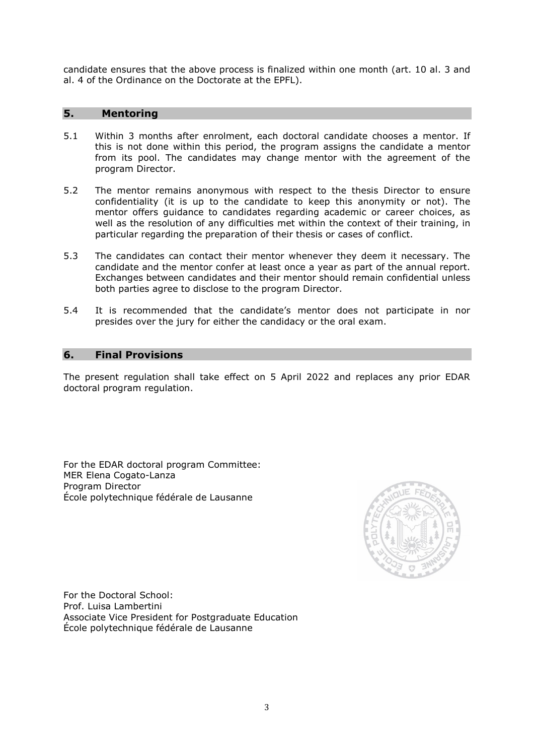candidate ensures that the above process is finalized within one month (art. 10 al. 3 and al. 4 of the Ordinance on the Doctorate at the EPFL).

## 5. Mentoring

5.1 Within 3 months after enrolment, each doctoral candidate chooses a mentor. If this is not done within this period, the program assigns the candidate a mentor from its pool. The candidates may change mentor with the agreement of the program Director.

5.2 The mentor remains anonymous with respect to the thesis Director to ensure confidentiality (it is up to the candidate to keep this anonymity or not). The mentor offers guidance to candidates regarding academic or career choices, as well as the resolution of any difficulties met within the context of their training, in particular regarding the preparation of their thesis or cases of conflict.

5.3 The candidates can contact their mentor whenever they deem it necessary. The candidate and the mentor confer at least once a year as part of the annual report. Exchanges between candidates and their mentor should remain confidential unless both parties agree to disclose to the program Director.

5.4 It is recommended that the candidate's mentor does not participate in nor presides over the jury for either the candidacy or the oral exam.

## 6. Final Provisions

The present regulation shall take effect on 5 April 2022 and replaces any prior EDAR doctoral program regulation.

For the EDAR doctoral program Committee:
MER Elena Cogato-Lanza
Program Director
École polytechnique fédérale de Lausanne

For the Doctoral School:
Prof. Luisa Lambertini
Associate Vice President for Postgraduate Education
École polytechnique fédérale de Lausanne